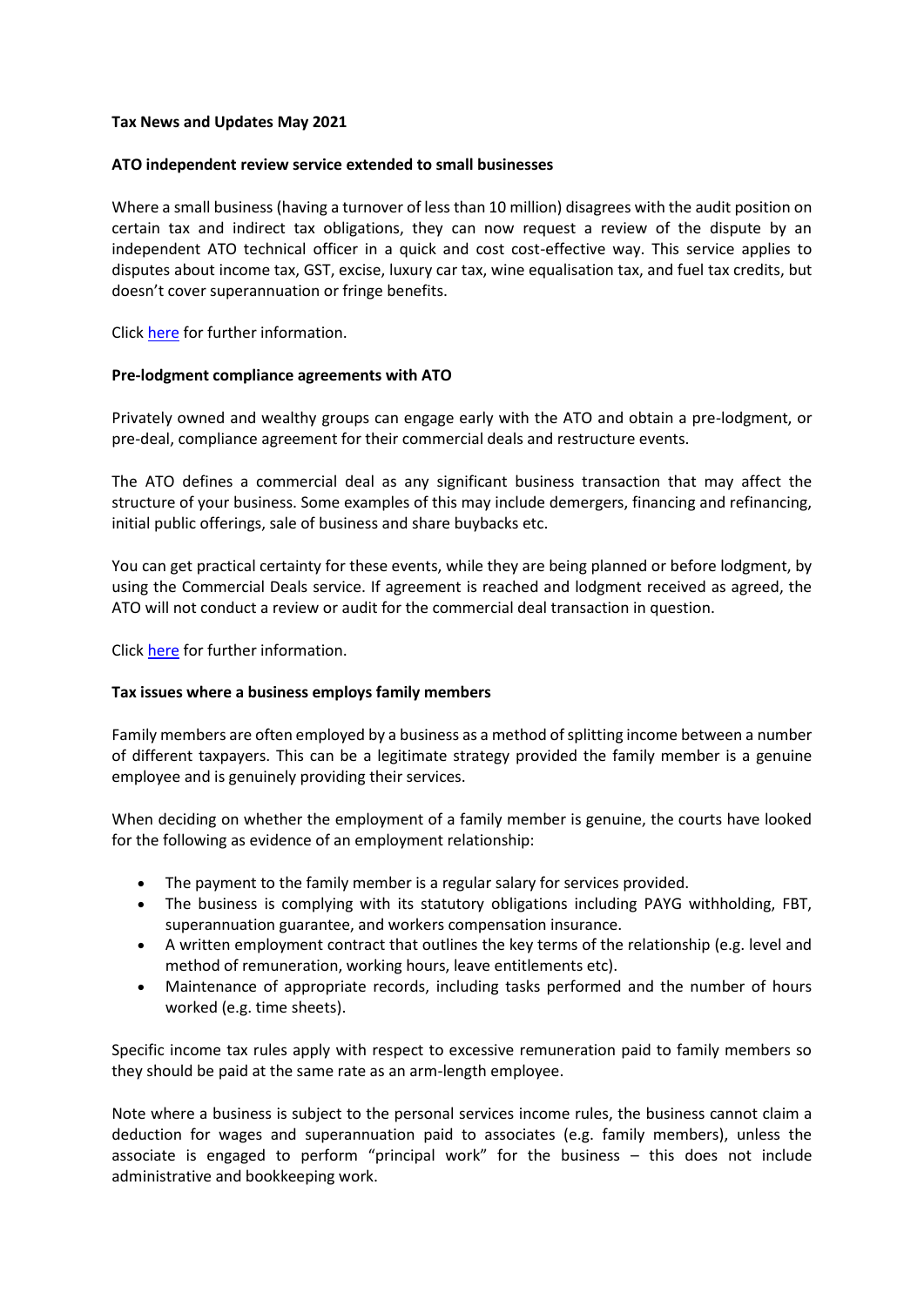**Tax News and Updates May 2021**

**ATO independent review service extended to small businesses**

Where a small business (having a turnover of less than 10 million) disagrees with the audit position on certain tax and indirect tax obligations, they can now request a review of the dispute by an independent ATO technical officer in a quick and cost cost-effective way. This service applies to disputes about income tax, GST, excise, luxury car tax, wine equalisation tax, and fuel tax credits, but doesn't cover superannuation or fringe benefits.

Click here for further information.

**Pre-lodgment compliance agreements with ATO**

Privately owned and wealthy groups can engage early with the ATO and obtain a pre-lodgment, or pre-deal, compliance agreement for their commercial deals and restructure events.

The ATO defines a commercial deal as any significant business transaction that may affect the structure of your business. Some examples of this may include demergers, financing and refinancing, initial public offerings, sale of business and share buybacks etc.

You can get practical certainty for these events, while they are being planned or before lodgment, by using the Commercial Deals service. If agreement is reached and lodgment received as agreed, the ATO will not conduct a review or audit for the commercial deal transaction in question.

Click here for further information.

**Tax issues where a business employs family members**

Family members are often employed by a business as a method of splitting income between a number of different taxpayers. This can be a legitimate strategy provided the family member is a genuine employee and is genuinely providing their services.

When deciding on whether the employment of a family member is genuine, the courts have looked for the following as evidence of an employment relationship:

- The payment to the family member is a regular salary for services provided.
- The business is complying with its statutory obligations including PAYG withholding, FBT, superannuation guarantee, and workers compensation insurance.
- A written employment contract that outlines the key terms of the relationship (e.g. level and method of remuneration, working hours, leave entitlements etc).
- Maintenance of appropriate records, including tasks performed and the number of hours worked (e.g. time sheets).

Specific income tax rules apply with respect to excessive remuneration paid to family members so they should be paid at the same rate as an arm-length employee.

Note where a business is subject to the personal services income rules, the business cannot claim a deduction for wages and superannuation paid to associates (e.g. family members), unless the associate is engaged to perform "principal work" for the business – this does not include administrative and bookkeeping work.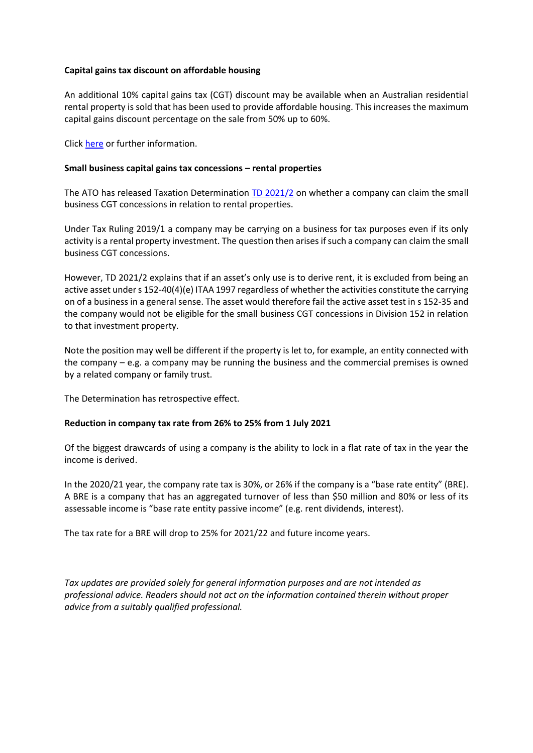**Capital gains tax discount on affordable housing**

An additional 10% capital gains tax (CGT) discount may be available when an Australian residential rental property is sold that has been used to provide affordable housing. This increases the maximum capital gains discount percentage on the sale from 50% up to 60%.

Click here or further information.

**Small business capital gains tax concessions – rental properties**

The ATO has released Taxation Determination TD 2021/2 on whether a company can claim the small business CGT concessions in relation to rental properties.

Under Tax Ruling 2019/1 a company may be carrying on a business for tax purposes even if its only activity is a rental property investment. The question then arises if such a company can claim the small business CGT concessions.

However, TD 2021/2 explains that if an asset's only use is to derive rent, it is excluded from being an active asset under s 152-40(4)(e) ITAA 1997 regardless of whether the activities constitute the carrying on of a business in a general sense. The asset would therefore fail the active asset test in s 152-35 and the company would not be eligible for the small business CGT concessions in Division 152 in relation to that investment property.

Note the position may well be different if the property is let to, for example, an entity connected with the company – e.g. a company may be running the business and the commercial premises is owned by a related company or family trust.

The Determination has retrospective effect.

**Reduction in company tax rate from 26% to 25% from 1 July 2021**

Of the biggest drawcards of using a company is the ability to lock in a flat rate of tax in the year the income is derived.

In the 2020/21 year, the company rate tax is 30%, or 26% if the company is a "base rate entity" (BRE). A BRE is a company that has an aggregated turnover of less than $50 million and 80% or less of its assessable income is "base rate entity passive income" (e.g. rent dividends, interest).

The tax rate for a BRE will drop to 25% for 2021/22 and future income years.

*Tax updates are provided solely for general information purposes and are not intended as professional advice. Readers should not act on the information contained therein without proper advice from a suitably qualified professional.*